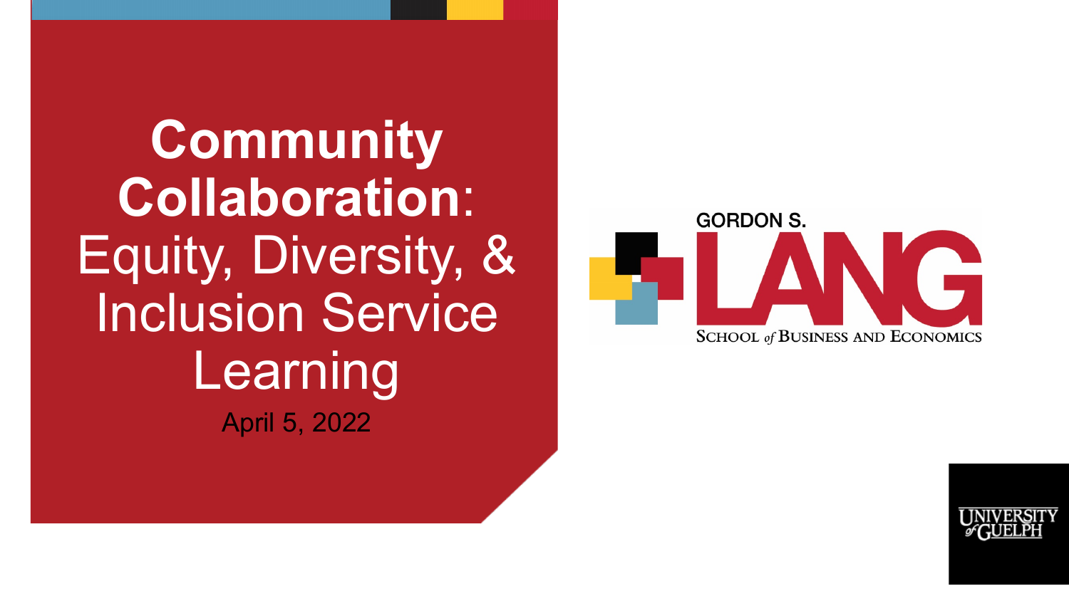# **Community Collaboration**: Equity, Diversity, & Inclusion Service Learning

April 5, 2022

GORDON S. LANG

SCHOOL *of* BUSINESS AND ECONOMICS

UNIVERSITY *of* GUELPH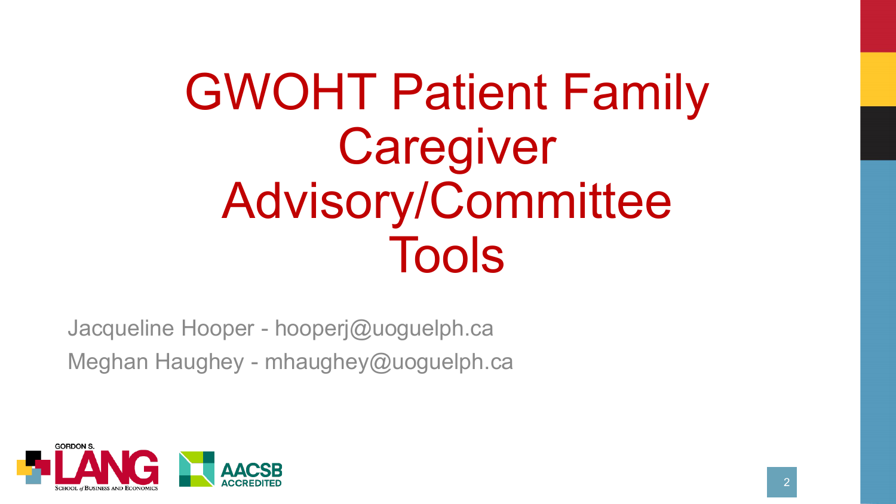# GWOHT Patient Family Caregiver Advisory/Committee Tools

Jacqueline Hooper - hooperj@uoguelph.ca

Meghan Haughey - mhaughey@uoguelph.ca

GORDON S. LANG SCHOOL of BUSINESS AND ECONOMICS

AACSB ACCREDITED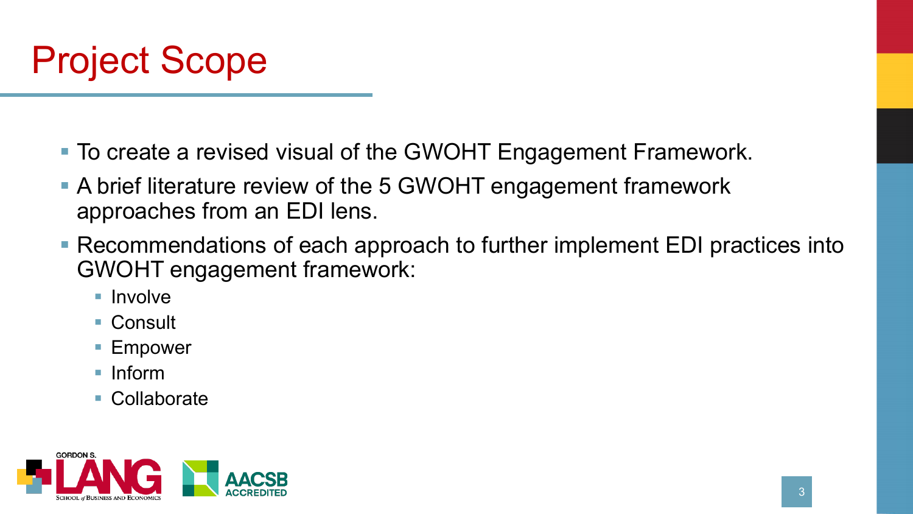# Project Scope

- To create a revised visual of the GWOHT Engagement Framework.
- A brief literature review of the 5 GWOHT engagement framework approaches from an EDI lens.
- Recommendations of each approach to further implement EDI practices into GWOHT engagement framework:
  - Involve
  - Consult
  - Empower
  - Inform
  - Collaborate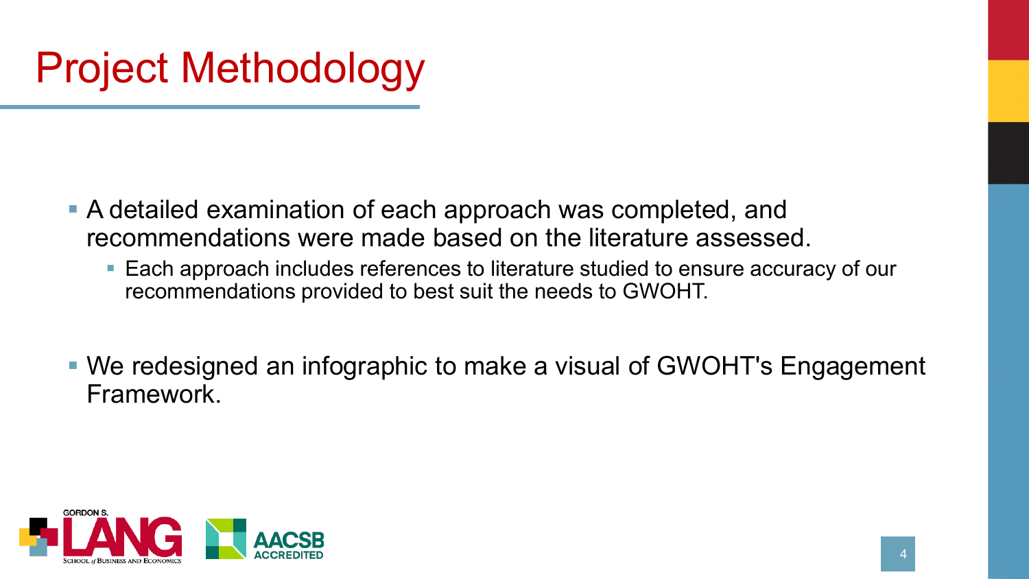# Project Methodology

- A detailed examination of each approach was completed, and recommendations were made based on the literature assessed.
  - Each approach includes references to literature studied to ensure accuracy of our recommendations provided to best suit the needs to GWOHT.
- We redesigned an infographic to make a visual of GWOHT's Engagement Framework.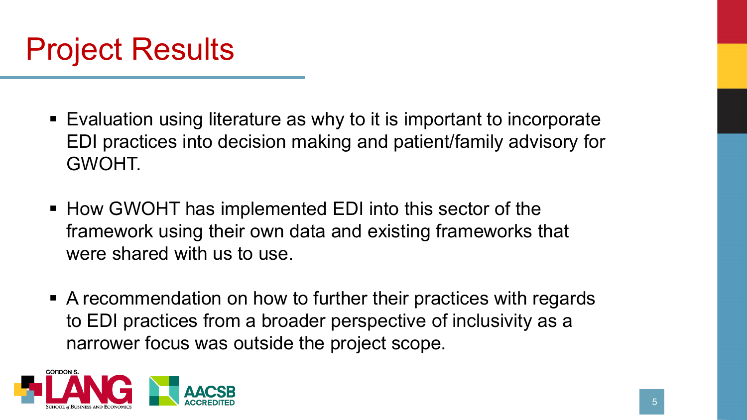# Project Results

- Evaluation using literature as why to it is important to incorporate EDI practices into decision making and patient/family advisory for GWOHT.
- How GWOHT has implemented EDI into this sector of the framework using their own data and existing frameworks that were shared with us to use.
- A recommendation on how to further their practices with regards to EDI practices from a broader perspective of inclusivity as a narrower focus was outside the project scope.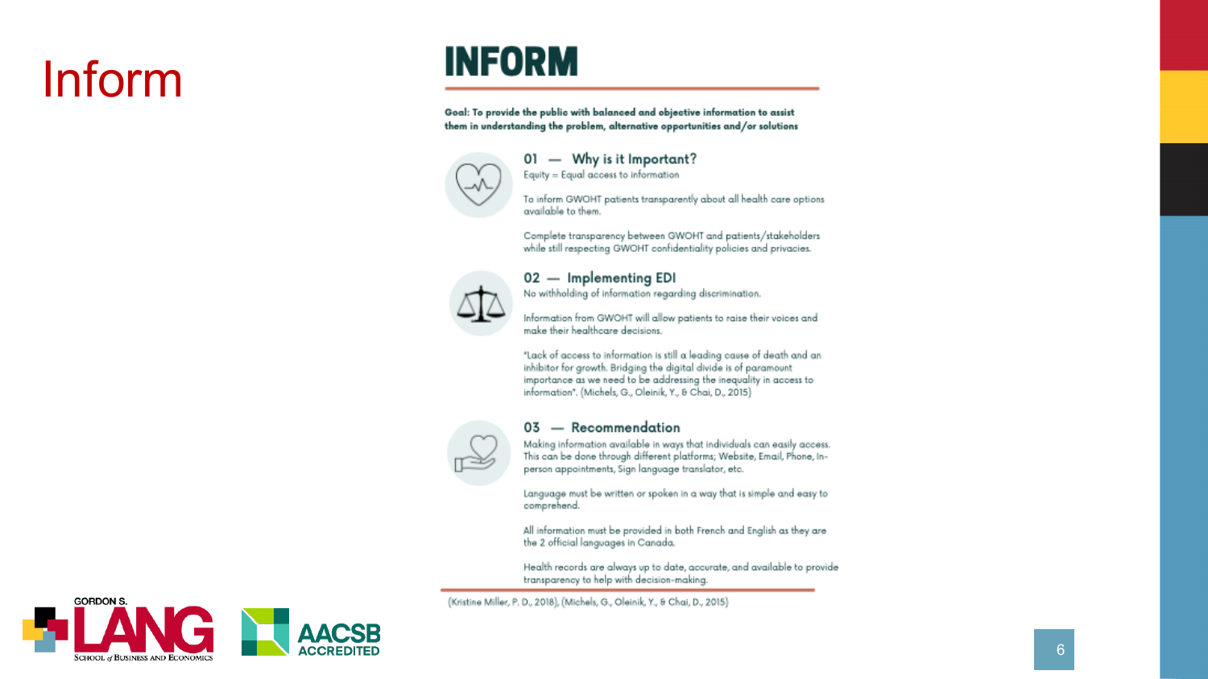# Inform

## INFORM

**Goal: To provide the public with balanced and objective information to assist them in understanding the problem, alternative opportunities and/or solutions**

### 01 — Why is it Important?

Equity = Equal access to information

To inform GWOHT patients transparently about all health care options available to them.

Complete transparency between GWOHT and patients/stakeholders while still respecting GWOHT confidentiality policies and privacies.

### 02 — Implementing EDI

No withholding of information regarding discrimination.

Information from GWOHT will allow patients to raise their voices and make their healthcare decisions.

"Lack of access to information is still a leading cause of death and an inhibitor for growth. Bridging the digital divide is of paramount importance as we need to be addressing the inequality in access to information". (Michels, G., Oleinik, Y., & Chai, D., 2015)

### 03 — Recommendation

Making information available in ways that individuals can easily access. This can be done through different platforms; Website, Email, Phone, In-person appointments, Sign language translator, etc.

Language must be written or spoken in a way that is simple and easy to comprehend.

All information must be provided in both French and English as they are the 2 official languages in Canada.

Health records are always up to date, accurate, and available to provide transparency to help with decision-making.

(Kristine Miller, P. D., 2018), (Michels, G., Oleinik, Y., & Chai, D., 2015)

GORDON S. LANG SCHOOL of BUSINESS AND ECONOMICS

AACSB ACCREDITED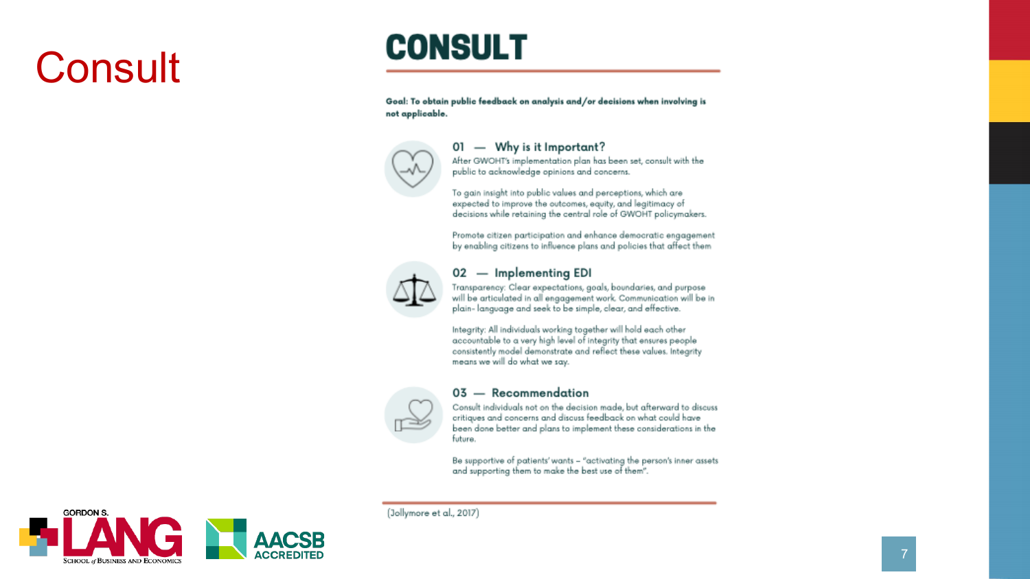# Consult

## CONSULT

**Goal: To obtain public feedback on analysis and/or decisions when involving is not applicable.**

### 01 — Why is it Important?

After GWOHT's implementation plan has been set, consult with the public to acknowledge opinions and concerns.

To gain insight into public values and perceptions, which are expected to improve the outcomes, equity, and legitimacy of decisions while retaining the central role of GWOHT policymakers.

Promote citizen participation and enhance democratic engagement by enabling citizens to influence plans and policies that affect them

### 02 — Implementing EDI

Transparency: Clear expectations, goals, boundaries, and purpose will be articulated in all engagement work. Communication will be in plain- language and seek to be simple, clear, and effective.

Integrity: All individuals working together will hold each other accountable to a very high level of integrity that ensures people consistently model demonstrate and reflect these values. Integrity means we will do what we say.

### 03 — Recommendation

Consult individuals not on the decision made, but afterward to discuss critiques and concerns and discuss feedback on what could have been done better and plans to implement these considerations in the future.

Be supportive of patients' wants – "activating the person's inner assets and supporting them to make the best use of them".

(Jollymore et al., 2017)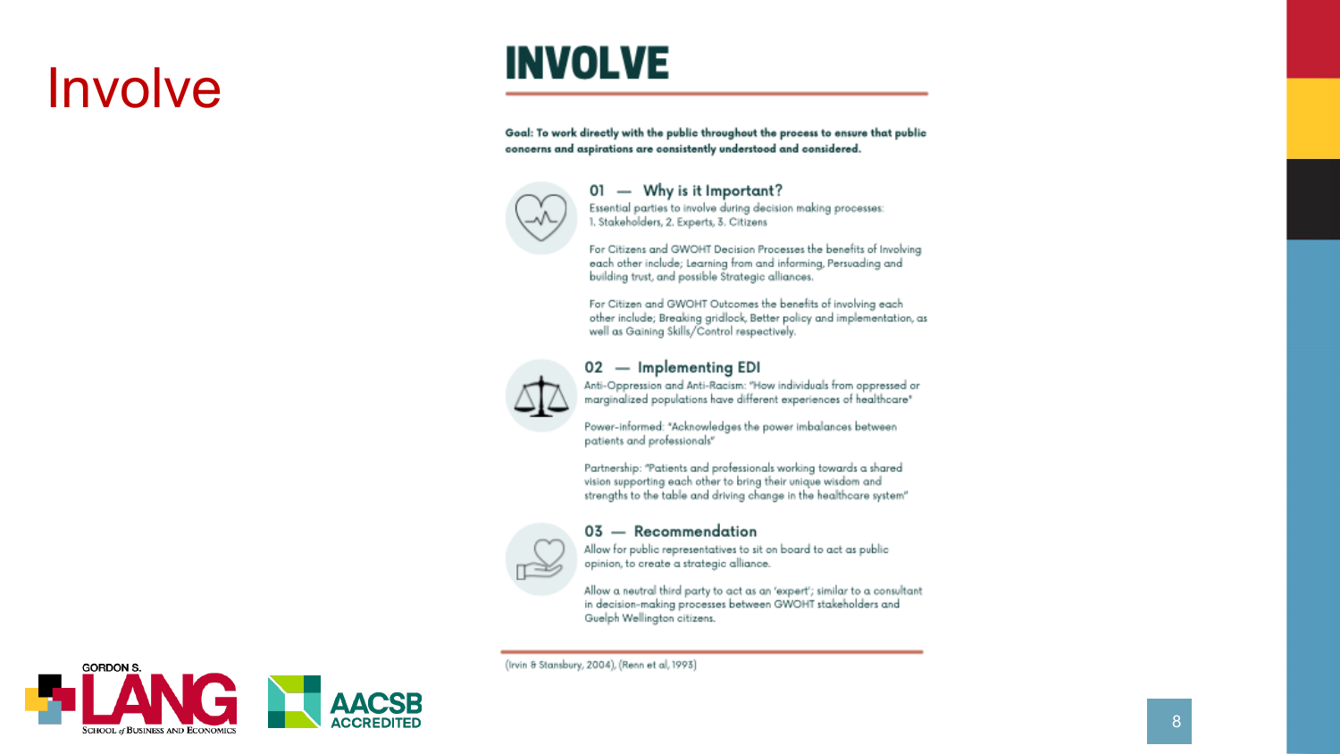# Involve

## INVOLVE

**Goal: To work directly with the public throughout the process to ensure that public concerns and aspirations are consistently understood and considered.**

### 01 — Why is it Important?

Essential parties to involve during decision making processes:
1. Stakeholders, 2. Experts, 3. Citizens

For Citizens and GWOHT Decision Processes the benefits of Involving each other include; Learning from and informing, Persuading and building trust, and possible Strategic alliances.

For Citizen and GWOHT Outcomes the benefits of involving each other include; Breaking gridlock, Better policy and implementation, as well as Gaining Skills/Control respectively.

### 02 — Implementing EDI

Anti-Oppression and Anti-Racism: "How individuals from oppressed or marginalized populations have different experiences of healthcare"

Power-informed: "Acknowledges the power imbalances between patients and professionals"

Partnership: "Patients and professionals working towards a shared vision supporting each other to bring their unique wisdom and strengths to the table and driving change in the healthcare system"

### 03 — Recommendation

Allow for public representatives to sit on board to act as public opinion, to create a strategic alliance.

Allow a neutral third party to act as an 'expert'; similar to a consultant in decision-making processes between GWOHT stakeholders and Guelph Wellington citizens.

(Irvin & Stansbury, 2004), (Renn et al, 1993)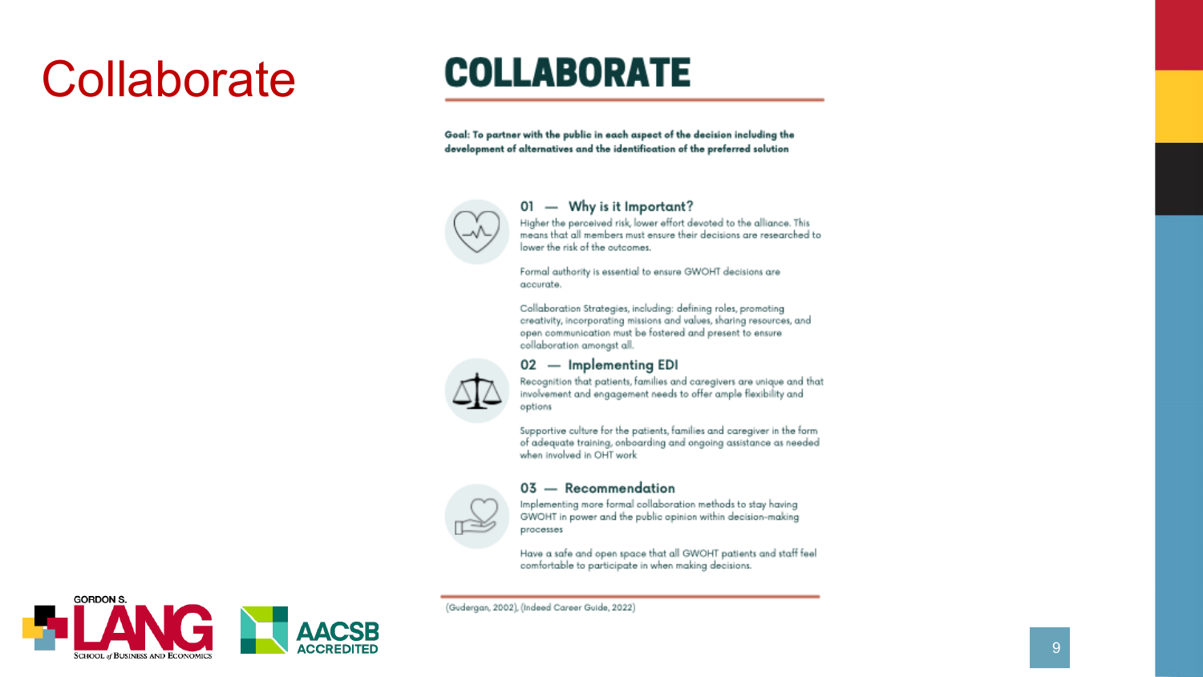# Collaborate

## COLLABORATE

**Goal: To partner with the public in each aspect of the decision including the development of alternatives and the identification of the preferred solution**

### 01 — Why is it Important?

Higher the perceived risk, lower effort devoted to the alliance. This means that all members must ensure their decisions are researched to lower the risk of the outcomes.

Formal authority is essential to ensure GWOHT decisions are accurate.

Collaboration Strategies, including: defining roles, promoting creativity, incorporating missions and values, sharing resources, and open communication must be fostered and present to ensure collaboration amongst all.

### 02 — Implementing EDI

Recognition that patients, families and caregivers are unique and that involvement and engagement needs to offer ample flexibility and options

Supportive culture for the patients, families and caregiver in the form of adequate training, onboarding and ongoing assistance as needed when involved in OHT work

### 03 — Recommendation

Implementing more formal collaboration methods to stay having GWOHT in power and the public opinion within decision-making processes

Have a safe and open space that all GWOHT patients and staff feel comfortable to participate in when making decisions.

(Gudergan, 2002), (Indeed Career Guide, 2022)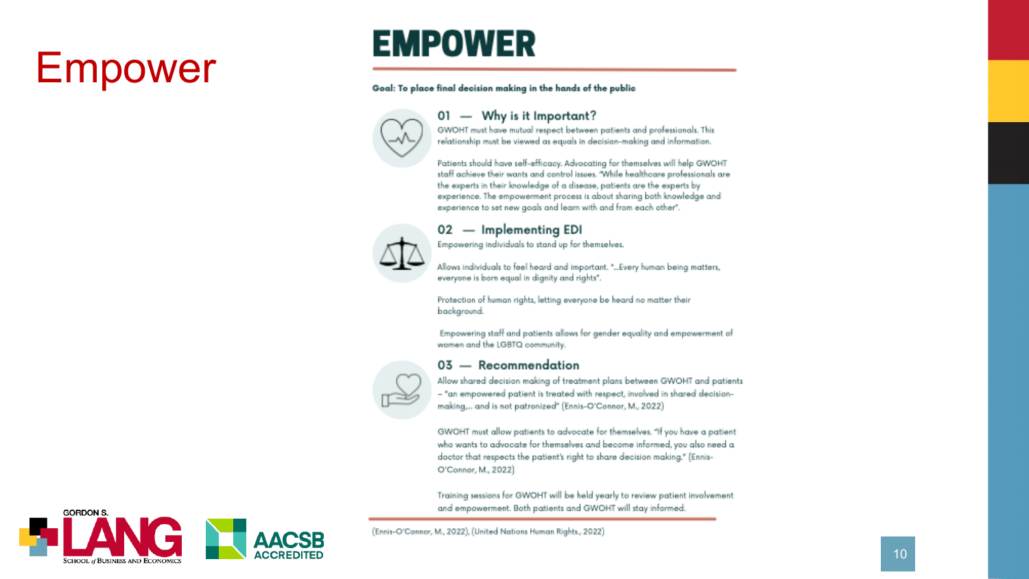# Empower

## EMPOWER

**Goal: To place final decision making in the hands of the public**

### 01 — Why is it Important?

GWOHT must have mutual respect between patients and professionals. This relationship must be viewed as equals in decision-making and information.

Patients should have self-efficacy. Advocating for themselves will help GWOHT staff achieve their wants and control issues. "While healthcare professionals are the experts in their knowledge of a disease, patients are the experts by experience. The empowerment process is about sharing both knowledge and experience to set new goals and learn with and from each other".

### 02 — Implementing EDI

Empowering individuals to stand up for themselves.

Allows individuals to feel heard and important. "...Every human being matters, everyone is born equal in dignity and rights".

Protection of human rights, letting everyone be heard no matter their background.

Empowering staff and patients allows for gender equality and empowerment of women and the LGBTQ community.

### 03 — Recommendation

Allow shared decision making of treatment plans between GWOHT and patients – "an empowered patient is treated with respect, involved in shared decision-making,... and is not patronized" (Ennis-O'Connor, M., 2022)

GWOHT must allow patients to advocate for themselves. "If you have a patient who wants to advocate for themselves and become informed, you also need a doctor that respects the patient's right to share decision making." (Ennis-O'Connor, M., 2022)

Training sessions for GWOHT will be held yearly to review patient involvement and empowerment. Both patients and GWOHT will stay informed.

(Ennis-O'Connor, M., 2022), (United Nations Human Rights, 2022)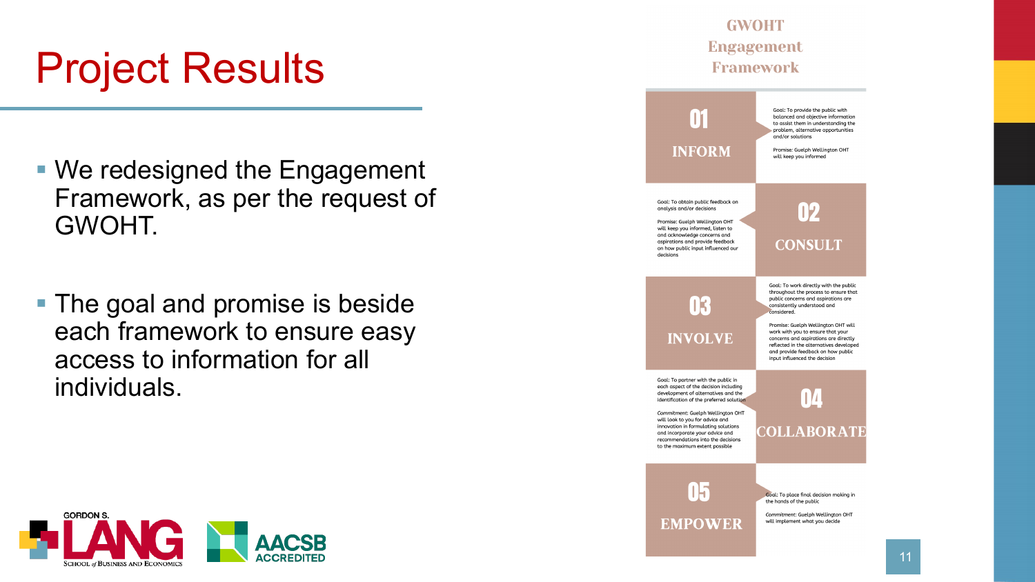# Project Results

- We redesigned the Engagement Framework, as per the request of GWOHT.
- The goal and promise is beside each framework to ensure easy access to information for all individuals.

## GWOHT Engagement Framework

### 01 INFORM

Goal: To provide the public with balanced and objective information to assist them in understanding the problem, alternative opportunities and/or solutions

Promise: Guelph Wellington OHT will keep you informed

### 02 CONSULT

Goal: To obtain public feedback on analysis and/or decisions

Promise: Guelph Wellington OHT will keep you informed, listen to and acknowledge concerns and aspirations and provide feedback on how public input influenced our decisions

### 03 INVOLVE

Goal: To work directly with the public throughout the process to ensure that public concerns and aspirations are consistently understood and considered.

Promise: Guelph Wellington OHT will work with you to ensure that your concerns and aspirations are directly reflected in the alternatives developed and provide feedback on how public input influenced the decision

### 04 COLLABORATE

Goal: To partner with the public in each aspect of the decision including development of alternatives and the identification of the preferred solution

*Commitment:* Guelph Wellington OHT will look to you for advice and innovation in formulating solutions and incorporate your advice and recommendations into the decisions to the maximum extent possible

### 05 EMPOWER

Goal: To place final decision making in the hands of the public

*Commitment:* Guelph Wellington OHT will implement what you decide

GORDON S. LANG School of Business and Economics

AACSB ACCREDITED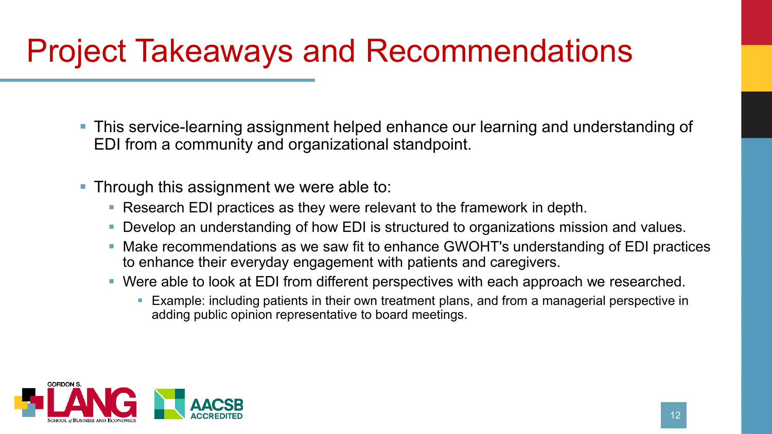# Project Takeaways and Recommendations

- This service-learning assignment helped enhance our learning and understanding of EDI from a community and organizational standpoint.
- Through this assignment we were able to:
  - Research EDI practices as they were relevant to the framework in depth.
  - Develop an understanding of how EDI is structured to organizations mission and values.
  - Make recommendations as we saw fit to enhance GWOHT's understanding of EDI practices to enhance their everyday engagement with patients and caregivers.
  - Were able to look at EDI from different perspectives with each approach we researched.
    - Example: including patients in their own treatment plans, and from a managerial perspective in adding public opinion representative to board meetings.